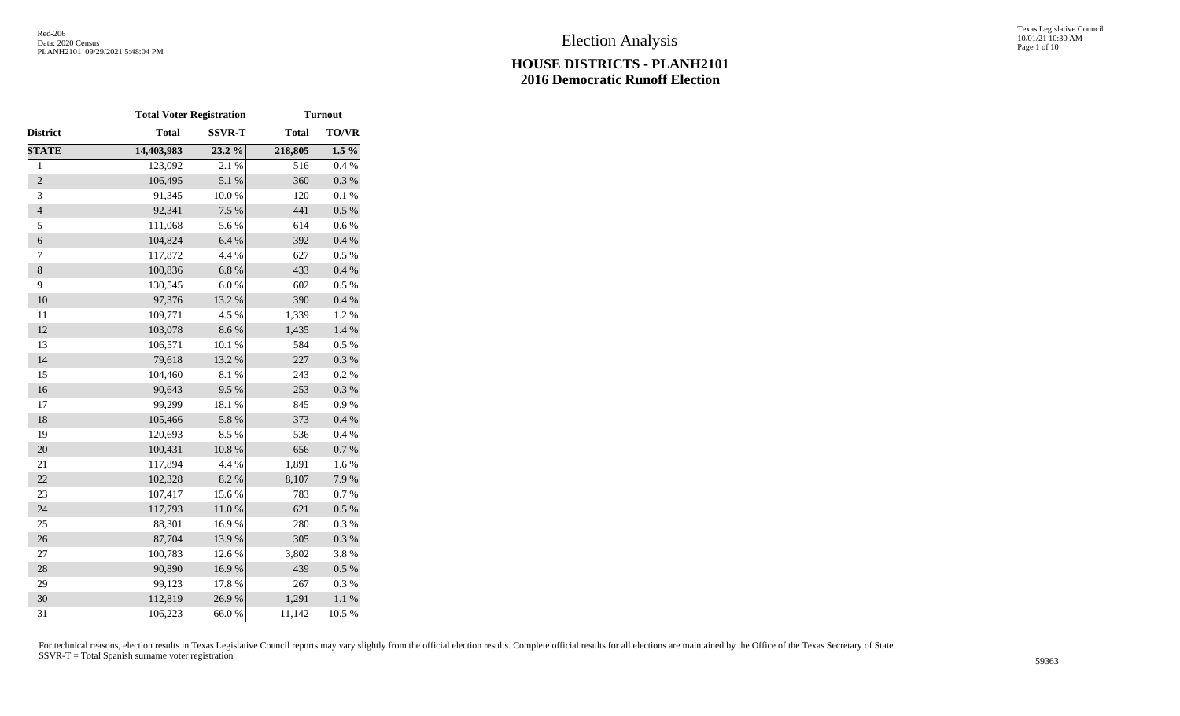# Election Analysis

## HOUSE DISTRICTS - PLANH2101
## 2016 Democratic Runoff Election

| | Total Voter Registration | | Turnout | |
|---|---|---|---|---|
| **District** | **Total** | **SSVR-T** | **Total** | **TO/VR** |
| **STATE** | **14,403,983** | **23.2 %** | **218,805** | **1.5 %** |
| 1 | 123,092 | 2.1 % | 516 | 0.4 % |
| 2 | 106,495 | 5.1 % | 360 | 0.3 % |
| 3 | 91,345 | 10.0 % | 120 | 0.1 % |
| 4 | 92,341 | 7.5 % | 441 | 0.5 % |
| 5 | 111,068 | 5.6 % | 614 | 0.6 % |
| 6 | 104,824 | 6.4 % | 392 | 0.4 % |
| 7 | 117,872 | 4.4 % | 627 | 0.5 % |
| 8 | 100,836 | 6.8 % | 433 | 0.4 % |
| 9 | 130,545 | 6.0 % | 602 | 0.5 % |
| 10 | 97,376 | 13.2 % | 390 | 0.4 % |
| 11 | 109,771 | 4.5 % | 1,339 | 1.2 % |
| 12 | 103,078 | 8.6 % | 1,435 | 1.4 % |
| 13 | 106,571 | 10.1 % | 584 | 0.5 % |
| 14 | 79,618 | 13.2 % | 227 | 0.3 % |
| 15 | 104,460 | 8.1 % | 243 | 0.2 % |
| 16 | 90,643 | 9.5 % | 253 | 0.3 % |
| 17 | 99,299 | 18.1 % | 845 | 0.9 % |
| 18 | 105,466 | 5.8 % | 373 | 0.4 % |
| 19 | 120,693 | 8.5 % | 536 | 0.4 % |
| 20 | 100,431 | 10.8 % | 656 | 0.7 % |
| 21 | 117,894 | 4.4 % | 1,891 | 1.6 % |
| 22 | 102,328 | 8.2 % | 8,107 | 7.9 % |
| 23 | 107,417 | 15.6 % | 783 | 0.7 % |
| 24 | 117,793 | 11.0 % | 621 | 0.5 % |
| 25 | 88,301 | 16.9 % | 280 | 0.3 % |
| 26 | 87,704 | 13.9 % | 305 | 0.3 % |
| 27 | 100,783 | 12.6 % | 3,802 | 3.8 % |
| 28 | 90,890 | 16.9 % | 439 | 0.5 % |
| 29 | 99,123 | 17.8 % | 267 | 0.3 % |
| 30 | 112,819 | 26.9 % | 1,291 | 1.1 % |
| 31 | 106,223 | 66.0 % | 11,142 | 10.5 % |

For technical reasons, election results in Texas Legislative Council reports may vary slightly from the official election results. Complete official results for all elections are maintained by the Office of the Texas Secretary of State.
SSVR-T = Total Spanish surname voter registration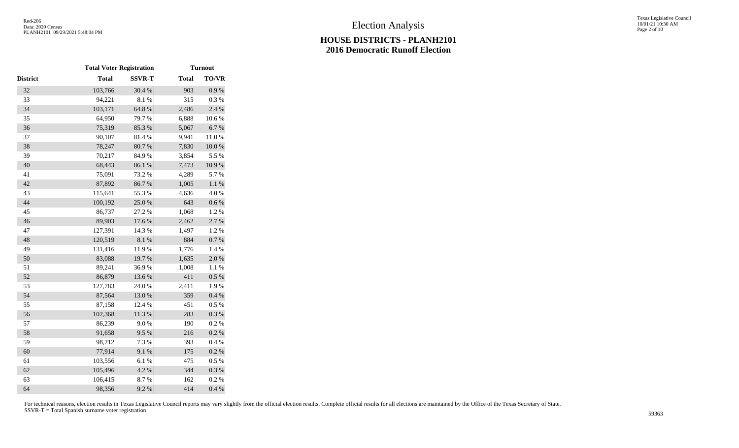# Election Analysis

## HOUSE DISTRICTS - PLANH2101
## 2016 Democratic Runoff Election

| | Total Voter Registration | | Turnout | |
|---|---|---|---|---|
| **District** | **Total** | **SSVR-T** | **Total** | **TO/VR** |
| 32 | 103,766 | 30.4 % | 903 | 0.9 % |
| 33 | 94,221 | 8.1 % | 315 | 0.3 % |
| 34 | 103,171 | 64.8 % | 2,486 | 2.4 % |
| 35 | 64,950 | 79.7 % | 6,888 | 10.6 % |
| 36 | 75,319 | 85.3 % | 5,067 | 6.7 % |
| 37 | 90,107 | 81.4 % | 9,941 | 11.0 % |
| 38 | 78,247 | 80.7 % | 7,830 | 10.0 % |
| 39 | 70,217 | 84.9 % | 3,854 | 5.5 % |
| 40 | 68,443 | 86.1 % | 7,473 | 10.9 % |
| 41 | 75,091 | 73.2 % | 4,289 | 5.7 % |
| 42 | 87,892 | 86.7 % | 1,005 | 1.1 % |
| 43 | 115,641 | 55.3 % | 4,636 | 4.0 % |
| 44 | 100,192 | 25.0 % | 643 | 0.6 % |
| 45 | 86,737 | 27.2 % | 1,068 | 1.2 % |
| 46 | 89,903 | 17.6 % | 2,462 | 2.7 % |
| 47 | 127,391 | 14.3 % | 1,497 | 1.2 % |
| 48 | 120,519 | 8.1 % | 884 | 0.7 % |
| 49 | 131,416 | 11.9 % | 1,776 | 1.4 % |
| 50 | 83,088 | 19.7 % | 1,635 | 2.0 % |
| 51 | 89,241 | 36.9 % | 1,008 | 1.1 % |
| 52 | 86,879 | 13.6 % | 411 | 0.5 % |
| 53 | 127,783 | 24.0 % | 2,411 | 1.9 % |
| 54 | 87,564 | 13.0 % | 359 | 0.4 % |
| 55 | 87,158 | 12.4 % | 451 | 0.5 % |
| 56 | 102,368 | 11.3 % | 283 | 0.3 % |
| 57 | 86,239 | 9.0 % | 190 | 0.2 % |
| 58 | 91,658 | 9.5 % | 216 | 0.2 % |
| 59 | 98,212 | 7.3 % | 393 | 0.4 % |
| 60 | 77,914 | 9.1 % | 175 | 0.2 % |
| 61 | 103,556 | 6.1 % | 475 | 0.5 % |
| 62 | 105,496 | 4.2 % | 344 | 0.3 % |
| 63 | 106,415 | 8.7 % | 162 | 0.2 % |
| 64 | 98,356 | 9.2 % | 414 | 0.4 % |

For technical reasons, election results in Texas Legislative Council reports may vary slightly from the official election results. Complete official results for all elections are maintained by the Office of the Texas Secretary of State.
SSVR-T = Total Spanish surname voter registration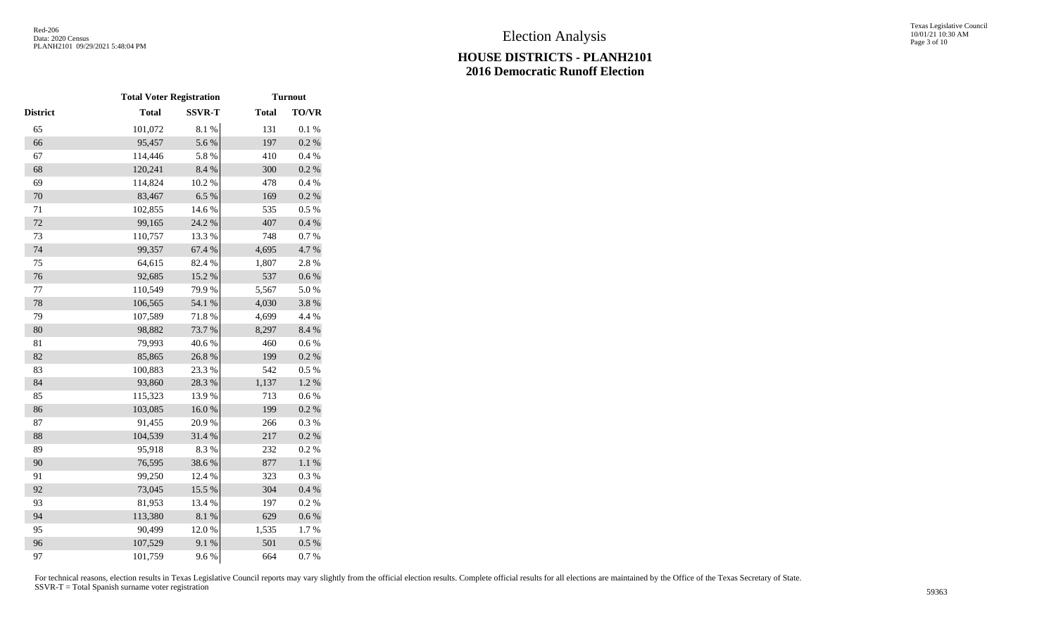# Election Analysis

## HOUSE DISTRICTS - PLANH2101
## 2016 Democratic Runoff Election

| | Total Voter Registration | | Turnout | |
|---|---|---|---|---|
| District | Total | SSVR-T | Total | TO/VR |
| 65 | 101,072 | 8.1 % | 131 | 0.1 % |
| 66 | 95,457 | 5.6 % | 197 | 0.2 % |
| 67 | 114,446 | 5.8 % | 410 | 0.4 % |
| 68 | 120,241 | 8.4 % | 300 | 0.2 % |
| 69 | 114,824 | 10.2 % | 478 | 0.4 % |
| 70 | 83,467 | 6.5 % | 169 | 0.2 % |
| 71 | 102,855 | 14.6 % | 535 | 0.5 % |
| 72 | 99,165 | 24.2 % | 407 | 0.4 % |
| 73 | 110,757 | 13.3 % | 748 | 0.7 % |
| 74 | 99,357 | 67.4 % | 4,695 | 4.7 % |
| 75 | 64,615 | 82.4 % | 1,807 | 2.8 % |
| 76 | 92,685 | 15.2 % | 537 | 0.6 % |
| 77 | 110,549 | 79.9 % | 5,567 | 5.0 % |
| 78 | 106,565 | 54.1 % | 4,030 | 3.8 % |
| 79 | 107,589 | 71.8 % | 4,699 | 4.4 % |
| 80 | 98,882 | 73.7 % | 8,297 | 8.4 % |
| 81 | 79,993 | 40.6 % | 460 | 0.6 % |
| 82 | 85,865 | 26.8 % | 199 | 0.2 % |
| 83 | 100,883 | 23.3 % | 542 | 0.5 % |
| 84 | 93,860 | 28.3 % | 1,137 | 1.2 % |
| 85 | 115,323 | 13.9 % | 713 | 0.6 % |
| 86 | 103,085 | 16.0 % | 199 | 0.2 % |
| 87 | 91,455 | 20.9 % | 266 | 0.3 % |
| 88 | 104,539 | 31.4 % | 217 | 0.2 % |
| 89 | 95,918 | 8.3 % | 232 | 0.2 % |
| 90 | 76,595 | 38.6 % | 877 | 1.1 % |
| 91 | 99,250 | 12.4 % | 323 | 0.3 % |
| 92 | 73,045 | 15.5 % | 304 | 0.4 % |
| 93 | 81,953 | 13.4 % | 197 | 0.2 % |
| 94 | 113,380 | 8.1 % | 629 | 0.6 % |
| 95 | 90,499 | 12.0 % | 1,535 | 1.7 % |
| 96 | 107,529 | 9.1 % | 501 | 0.5 % |
| 97 | 101,759 | 9.6 % | 664 | 0.7 % |

For technical reasons, election results in Texas Legislative Council reports may vary slightly from the official election results. Complete official results for all elections are maintained by the Office of the Texas Secretary of State.
SSVR-T = Total Spanish surname voter registration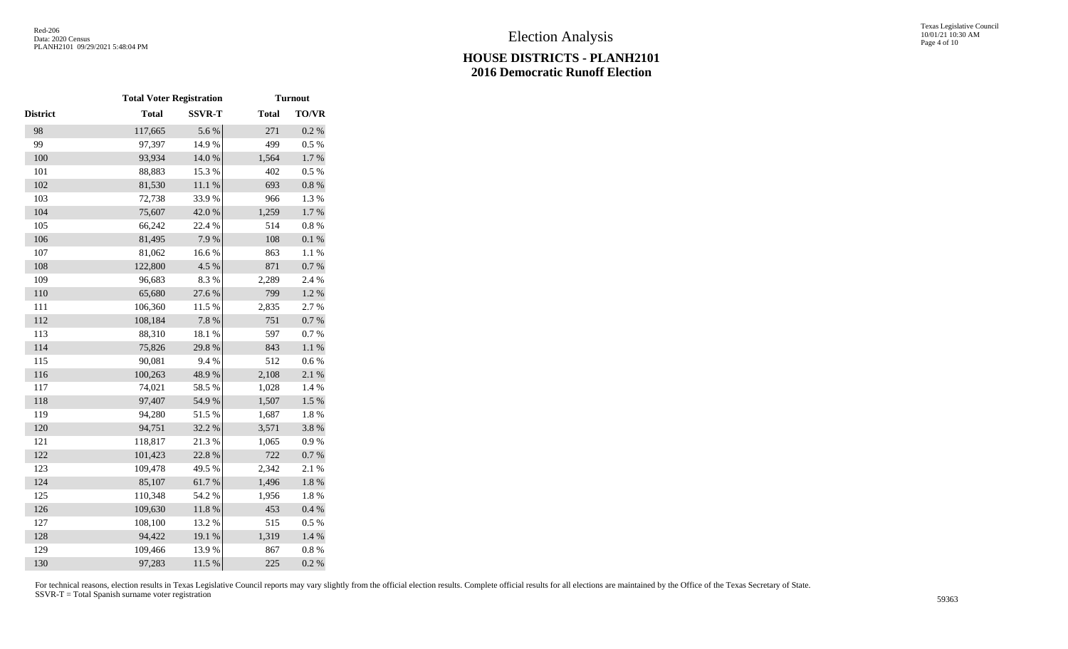# Election Analysis

## HOUSE DISTRICTS - PLANH2101
## 2016 Democratic Runoff Election

| | Total Voter Registration | | Turnout | |
|---|---|---|---|---|
| District | Total | SSVR-T | Total | TO/VR |
| 98 | 117,665 | 5.6 % | 271 | 0.2 % |
| 99 | 97,397 | 14.9 % | 499 | 0.5 % |
| 100 | 93,934 | 14.0 % | 1,564 | 1.7 % |
| 101 | 88,883 | 15.3 % | 402 | 0.5 % |
| 102 | 81,530 | 11.1 % | 693 | 0.8 % |
| 103 | 72,738 | 33.9 % | 966 | 1.3 % |
| 104 | 75,607 | 42.0 % | 1,259 | 1.7 % |
| 105 | 66,242 | 22.4 % | 514 | 0.8 % |
| 106 | 81,495 | 7.9 % | 108 | 0.1 % |
| 107 | 81,062 | 16.6 % | 863 | 1.1 % |
| 108 | 122,800 | 4.5 % | 871 | 0.7 % |
| 109 | 96,683 | 8.3 % | 2,289 | 2.4 % |
| 110 | 65,680 | 27.6 % | 799 | 1.2 % |
| 111 | 106,360 | 11.5 % | 2,835 | 2.7 % |
| 112 | 108,184 | 7.8 % | 751 | 0.7 % |
| 113 | 88,310 | 18.1 % | 597 | 0.7 % |
| 114 | 75,826 | 29.8 % | 843 | 1.1 % |
| 115 | 90,081 | 9.4 % | 512 | 0.6 % |
| 116 | 100,263 | 48.9 % | 2,108 | 2.1 % |
| 117 | 74,021 | 58.5 % | 1,028 | 1.4 % |
| 118 | 97,407 | 54.9 % | 1,507 | 1.5 % |
| 119 | 94,280 | 51.5 % | 1,687 | 1.8 % |
| 120 | 94,751 | 32.2 % | 3,571 | 3.8 % |
| 121 | 118,817 | 21.3 % | 1,065 | 0.9 % |
| 122 | 101,423 | 22.8 % | 722 | 0.7 % |
| 123 | 109,478 | 49.5 % | 2,342 | 2.1 % |
| 124 | 85,107 | 61.7 % | 1,496 | 1.8 % |
| 125 | 110,348 | 54.2 % | 1,956 | 1.8 % |
| 126 | 109,630 | 11.8 % | 453 | 0.4 % |
| 127 | 108,100 | 13.2 % | 515 | 0.5 % |
| 128 | 94,422 | 19.1 % | 1,319 | 1.4 % |
| 129 | 109,466 | 13.9 % | 867 | 0.8 % |
| 130 | 97,283 | 11.5 % | 225 | 0.2 % |

For technical reasons, election results in Texas Legislative Council reports may vary slightly from the official election results. Complete official results for all elections are maintained by the Office of the Texas Secretary of State.
SSVR-T = Total Spanish surname voter registration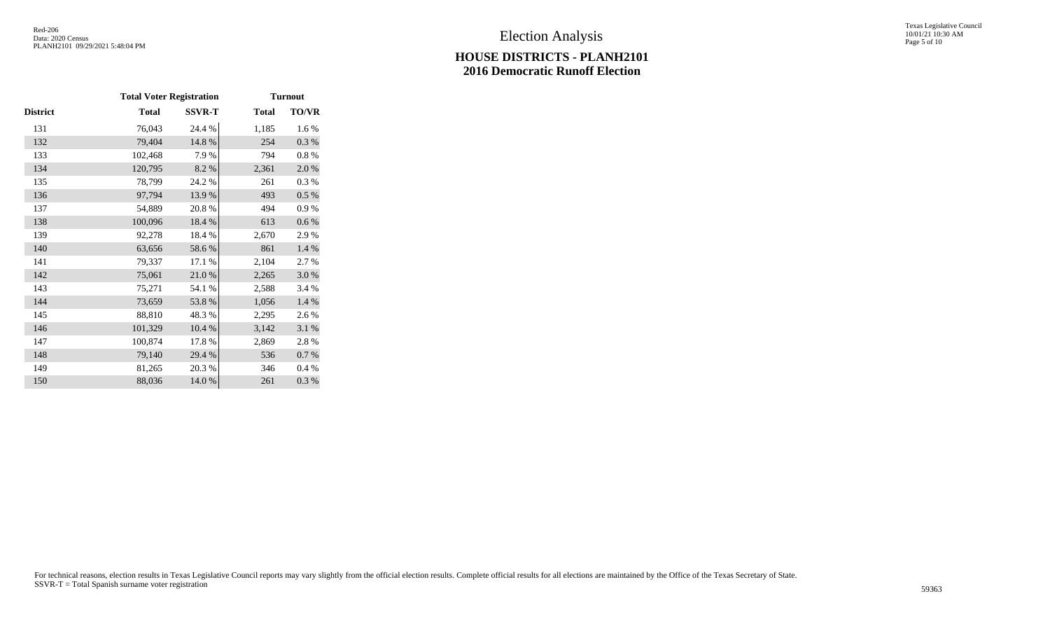# Election Analysis

## HOUSE DISTRICTS - PLANH2101
## 2016 Democratic Runoff Election

| | Total Voter Registration | | Turnout | |
|---|---|---|---|---|
| District | Total | SSVR-T | Total | TO/VR |
| 131 | 76,043 | 24.4 % | 1,185 | 1.6 % |
| 132 | 79,404 | 14.8 % | 254 | 0.3 % |
| 133 | 102,468 | 7.9 % | 794 | 0.8 % |
| 134 | 120,795 | 8.2 % | 2,361 | 2.0 % |
| 135 | 78,799 | 24.2 % | 261 | 0.3 % |
| 136 | 97,794 | 13.9 % | 493 | 0.5 % |
| 137 | 54,889 | 20.8 % | 494 | 0.9 % |
| 138 | 100,096 | 18.4 % | 613 | 0.6 % |
| 139 | 92,278 | 18.4 % | 2,670 | 2.9 % |
| 140 | 63,656 | 58.6 % | 861 | 1.4 % |
| 141 | 79,337 | 17.1 % | 2,104 | 2.7 % |
| 142 | 75,061 | 21.0 % | 2,265 | 3.0 % |
| 143 | 75,271 | 54.1 % | 2,588 | 3.4 % |
| 144 | 73,659 | 53.8 % | 1,056 | 1.4 % |
| 145 | 88,810 | 48.3 % | 2,295 | 2.6 % |
| 146 | 101,329 | 10.4 % | 3,142 | 3.1 % |
| 147 | 100,874 | 17.8 % | 2,869 | 2.8 % |
| 148 | 79,140 | 29.4 % | 536 | 0.7 % |
| 149 | 81,265 | 20.3 % | 346 | 0.4 % |
| 150 | 88,036 | 14.0 % | 261 | 0.3 % |

For technical reasons, election results in Texas Legislative Council reports may vary slightly from the official election results. Complete official results for all elections are maintained by the Office of the Texas Secretary of State.
SSVR-T = Total Spanish surname voter registration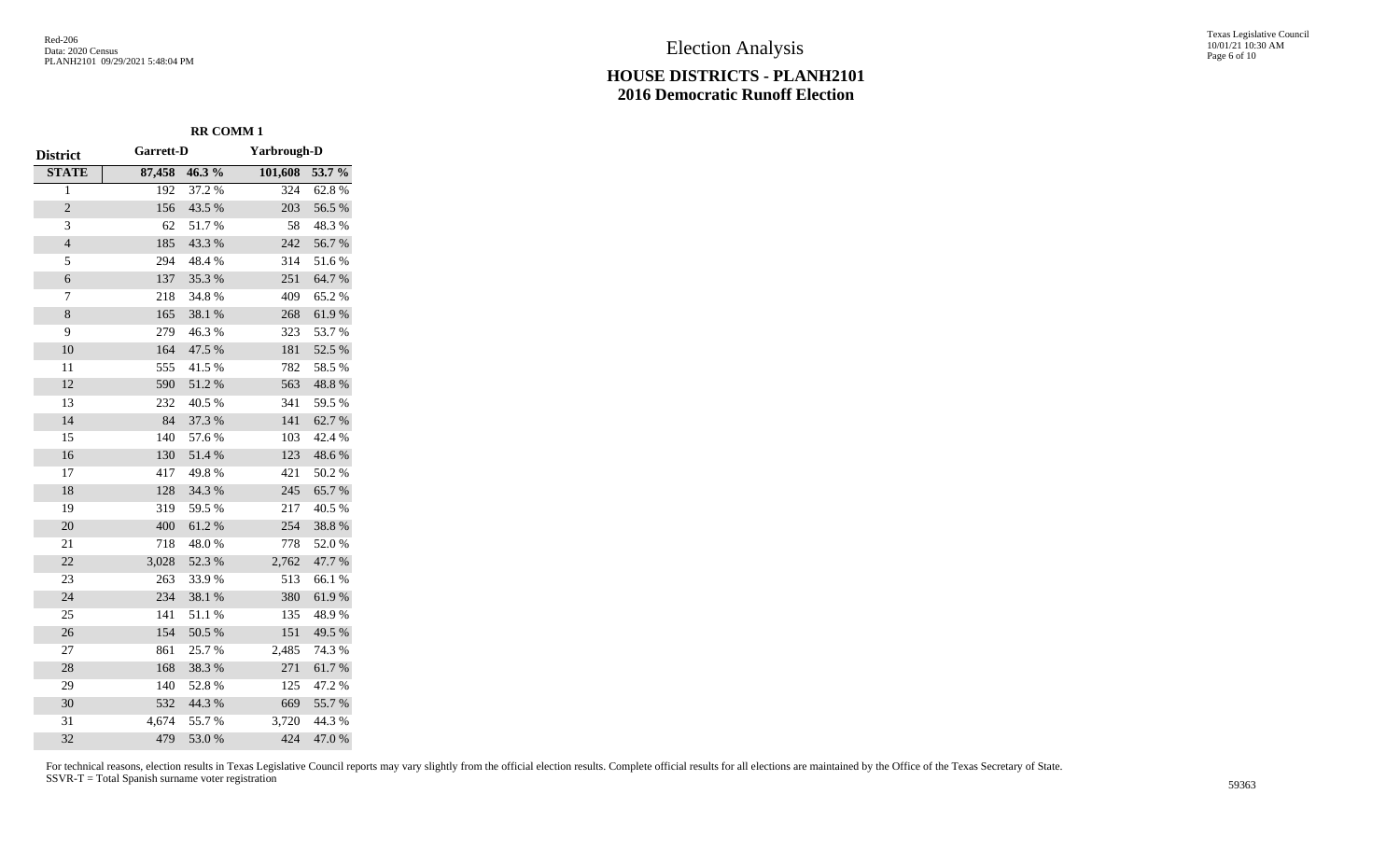# Election Analysis

## HOUSE DISTRICTS - PLANH2101
## 2016 Democratic Runoff Election

| District | RR COMM 1 | | | |
|---|---|---|---|---|
| | Garrett-D | | Yarbrough-D | |
| **STATE** | **87,458** | **46.3 %** | **101,608** | **53.7 %** |
| 1 | 192 | 37.2 % | 324 | 62.8 % |
| 2 | 156 | 43.5 % | 203 | 56.5 % |
| 3 | 62 | 51.7 % | 58 | 48.3 % |
| 4 | 185 | 43.3 % | 242 | 56.7 % |
| 5 | 294 | 48.4 % | 314 | 51.6 % |
| 6 | 137 | 35.3 % | 251 | 64.7 % |
| 7 | 218 | 34.8 % | 409 | 65.2 % |
| 8 | 165 | 38.1 % | 268 | 61.9 % |
| 9 | 279 | 46.3 % | 323 | 53.7 % |
| 10 | 164 | 47.5 % | 181 | 52.5 % |
| 11 | 555 | 41.5 % | 782 | 58.5 % |
| 12 | 590 | 51.2 % | 563 | 48.8 % |
| 13 | 232 | 40.5 % | 341 | 59.5 % |
| 14 | 84 | 37.3 % | 141 | 62.7 % |
| 15 | 140 | 57.6 % | 103 | 42.4 % |
| 16 | 130 | 51.4 % | 123 | 48.6 % |
| 17 | 417 | 49.8 % | 421 | 50.2 % |
| 18 | 128 | 34.3 % | 245 | 65.7 % |
| 19 | 319 | 59.5 % | 217 | 40.5 % |
| 20 | 400 | 61.2 % | 254 | 38.8 % |
| 21 | 718 | 48.0 % | 778 | 52.0 % |
| 22 | 3,028 | 52.3 % | 2,762 | 47.7 % |
| 23 | 263 | 33.9 % | 513 | 66.1 % |
| 24 | 234 | 38.1 % | 380 | 61.9 % |
| 25 | 141 | 51.1 % | 135 | 48.9 % |
| 26 | 154 | 50.5 % | 151 | 49.5 % |
| 27 | 861 | 25.7 % | 2,485 | 74.3 % |
| 28 | 168 | 38.3 % | 271 | 61.7 % |
| 29 | 140 | 52.8 % | 125 | 47.2 % |
| 30 | 532 | 44.3 % | 669 | 55.7 % |
| 31 | 4,674 | 55.7 % | 3,720 | 44.3 % |
| 32 | 479 | 53.0 % | 424 | 47.0 % |

For technical reasons, election results in Texas Legislative Council reports may vary slightly from the official election results. Complete official results for all elections are maintained by the Office of the Texas Secretary of State.
SSVR-T = Total Spanish surname voter registration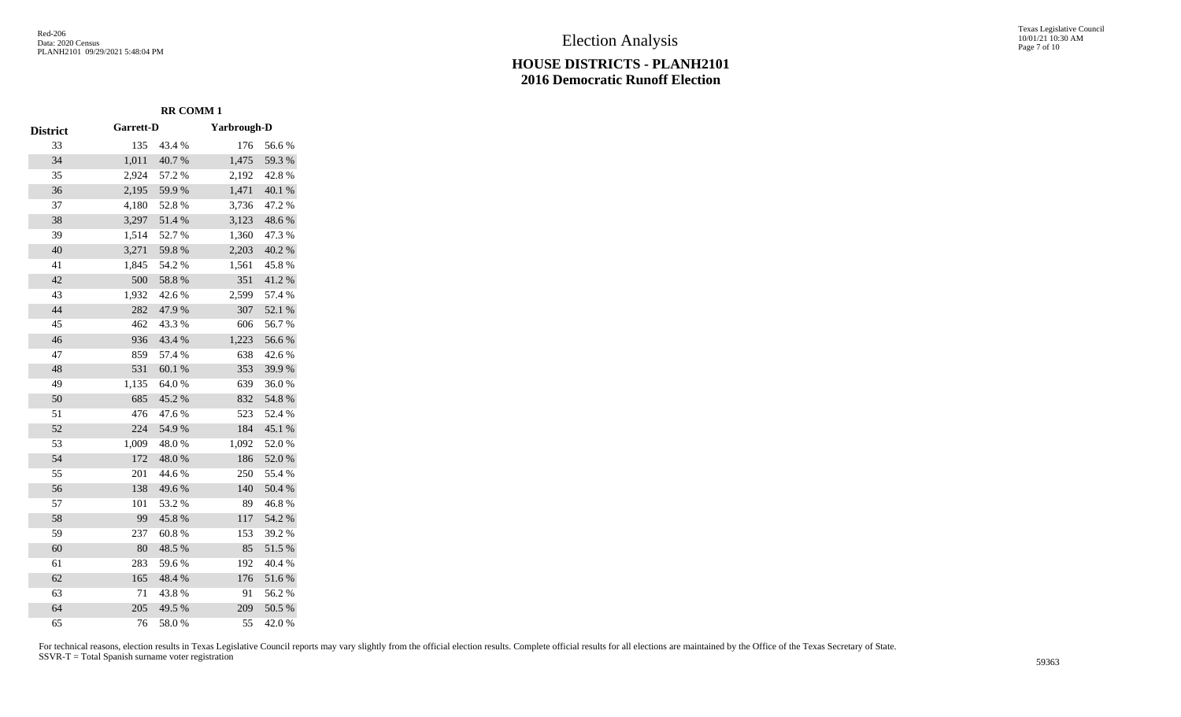# Election Analysis

## HOUSE DISTRICTS - PLANH2101
## 2016 Democratic Runoff Election

| | RR COMM 1 | | | |
|---|---|---|---|---|
| **District** | **Garrett-D** | | **Yarbrough-D** | |
| 33 | 135 | 43.4 % | 176 | 56.6 % |
| 34 | 1,011 | 40.7 % | 1,475 | 59.3 % |
| 35 | 2,924 | 57.2 % | 2,192 | 42.8 % |
| 36 | 2,195 | 59.9 % | 1,471 | 40.1 % |
| 37 | 4,180 | 52.8 % | 3,736 | 47.2 % |
| 38 | 3,297 | 51.4 % | 3,123 | 48.6 % |
| 39 | 1,514 | 52.7 % | 1,360 | 47.3 % |
| 40 | 3,271 | 59.8 % | 2,203 | 40.2 % |
| 41 | 1,845 | 54.2 % | 1,561 | 45.8 % |
| 42 | 500 | 58.8 % | 351 | 41.2 % |
| 43 | 1,932 | 42.6 % | 2,599 | 57.4 % |
| 44 | 282 | 47.9 % | 307 | 52.1 % |
| 45 | 462 | 43.3 % | 606 | 56.7 % |
| 46 | 936 | 43.4 % | 1,223 | 56.6 % |
| 47 | 859 | 57.4 % | 638 | 42.6 % |
| 48 | 531 | 60.1 % | 353 | 39.9 % |
| 49 | 1,135 | 64.0 % | 639 | 36.0 % |
| 50 | 685 | 45.2 % | 832 | 54.8 % |
| 51 | 476 | 47.6 % | 523 | 52.4 % |
| 52 | 224 | 54.9 % | 184 | 45.1 % |
| 53 | 1,009 | 48.0 % | 1,092 | 52.0 % |
| 54 | 172 | 48.0 % | 186 | 52.0 % |
| 55 | 201 | 44.6 % | 250 | 55.4 % |
| 56 | 138 | 49.6 % | 140 | 50.4 % |
| 57 | 101 | 53.2 % | 89 | 46.8 % |
| 58 | 99 | 45.8 % | 117 | 54.2 % |
| 59 | 237 | 60.8 % | 153 | 39.2 % |
| 60 | 80 | 48.5 % | 85 | 51.5 % |
| 61 | 283 | 59.6 % | 192 | 40.4 % |
| 62 | 165 | 48.4 % | 176 | 51.6 % |
| 63 | 71 | 43.8 % | 91 | 56.2 % |
| 64 | 205 | 49.5 % | 209 | 50.5 % |
| 65 | 76 | 58.0 % | 55 | 42.0 % |

For technical reasons, election results in Texas Legislative Council reports may vary slightly from the official election results. Complete official results for all elections are maintained by the Office of the Texas Secretary of State.
SSVR-T = Total Spanish surname voter registration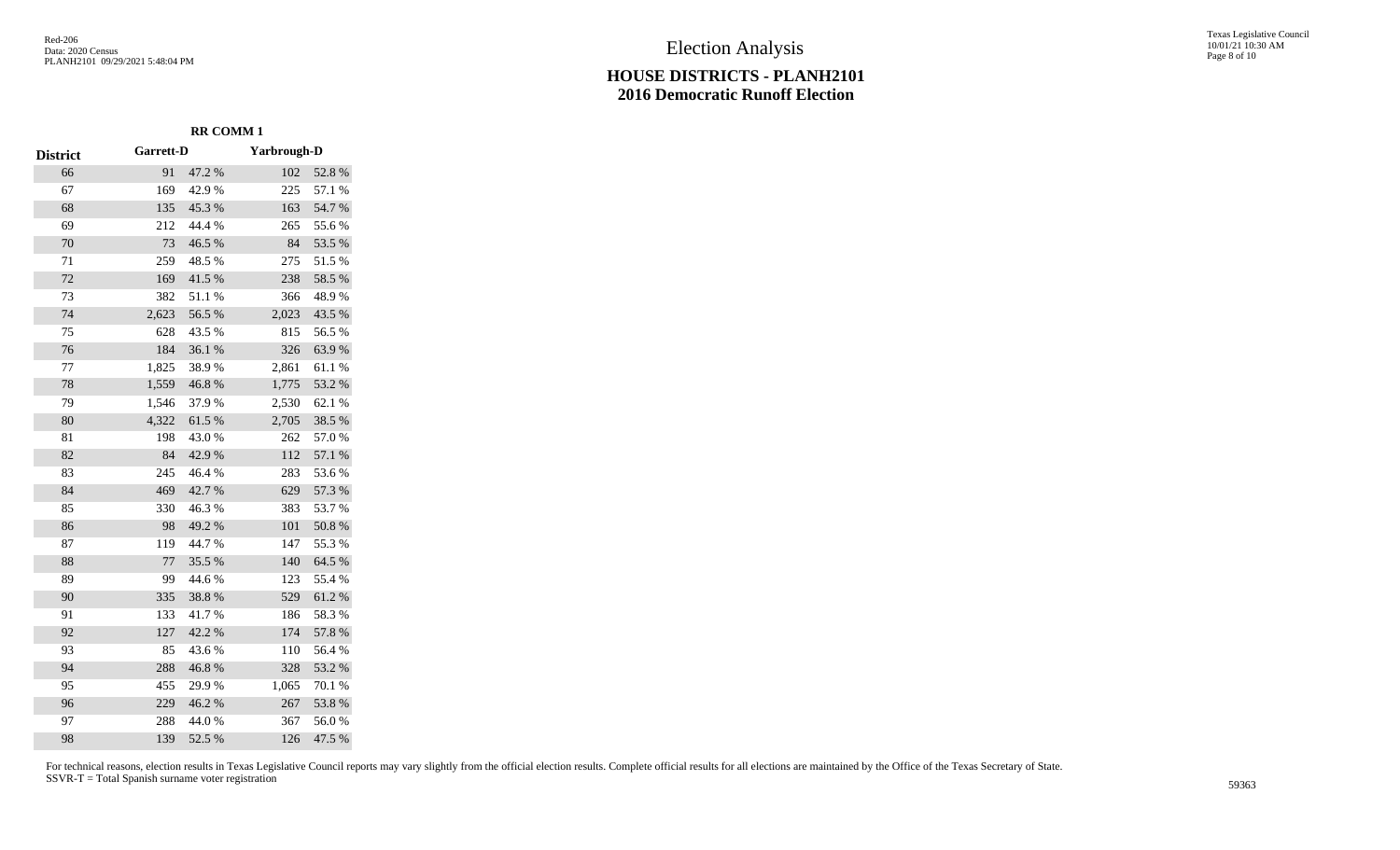# Election Analysis

## HOUSE DISTRICTS - PLANH2101
## 2016 Democratic Runoff Election

| | RR COMM 1 | | | |
|---|---|---|---|---|
| District | Garrett-D | | Yarbrough-D | |
| 66 | 91 | 47.2 % | 102 | 52.8 % |
| 67 | 169 | 42.9 % | 225 | 57.1 % |
| 68 | 135 | 45.3 % | 163 | 54.7 % |
| 69 | 212 | 44.4 % | 265 | 55.6 % |
| 70 | 73 | 46.5 % | 84 | 53.5 % |
| 71 | 259 | 48.5 % | 275 | 51.5 % |
| 72 | 169 | 41.5 % | 238 | 58.5 % |
| 73 | 382 | 51.1 % | 366 | 48.9 % |
| 74 | 2,623 | 56.5 % | 2,023 | 43.5 % |
| 75 | 628 | 43.5 % | 815 | 56.5 % |
| 76 | 184 | 36.1 % | 326 | 63.9 % |
| 77 | 1,825 | 38.9 % | 2,861 | 61.1 % |
| 78 | 1,559 | 46.8 % | 1,775 | 53.2 % |
| 79 | 1,546 | 37.9 % | 2,530 | 62.1 % |
| 80 | 4,322 | 61.5 % | 2,705 | 38.5 % |
| 81 | 198 | 43.0 % | 262 | 57.0 % |
| 82 | 84 | 42.9 % | 112 | 57.1 % |
| 83 | 245 | 46.4 % | 283 | 53.6 % |
| 84 | 469 | 42.7 % | 629 | 57.3 % |
| 85 | 330 | 46.3 % | 383 | 53.7 % |
| 86 | 98 | 49.2 % | 101 | 50.8 % |
| 87 | 119 | 44.7 % | 147 | 55.3 % |
| 88 | 77 | 35.5 % | 140 | 64.5 % |
| 89 | 99 | 44.6 % | 123 | 55.4 % |
| 90 | 335 | 38.8 % | 529 | 61.2 % |
| 91 | 133 | 41.7 % | 186 | 58.3 % |
| 92 | 127 | 42.2 % | 174 | 57.8 % |
| 93 | 85 | 43.6 % | 110 | 56.4 % |
| 94 | 288 | 46.8 % | 328 | 53.2 % |
| 95 | 455 | 29.9 % | 1,065 | 70.1 % |
| 96 | 229 | 46.2 % | 267 | 53.8 % |
| 97 | 288 | 44.0 % | 367 | 56.0 % |
| 98 | 139 | 52.5 % | 126 | 47.5 % |

For technical reasons, election results in Texas Legislative Council reports may vary slightly from the official election results. Complete official results for all elections are maintained by the Office of the Texas Secretary of State.
SSVR-T = Total Spanish surname voter registration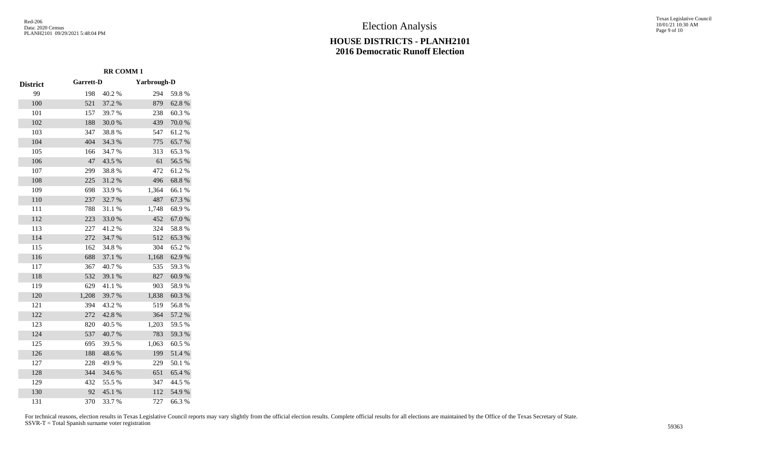# Election Analysis

## HOUSE DISTRICTS - PLANH2101
## 2016 Democratic Runoff Election

| | RR COMM 1 | | | |
|---|---|---|---|---|
| District | Garrett-D | | Yarbrough-D | |
| 99 | 198 | 40.2 % | 294 | 59.8 % |
| 100 | 521 | 37.2 % | 879 | 62.8 % |
| 101 | 157 | 39.7 % | 238 | 60.3 % |
| 102 | 188 | 30.0 % | 439 | 70.0 % |
| 103 | 347 | 38.8 % | 547 | 61.2 % |
| 104 | 404 | 34.3 % | 775 | 65.7 % |
| 105 | 166 | 34.7 % | 313 | 65.3 % |
| 106 | 47 | 43.5 % | 61 | 56.5 % |
| 107 | 299 | 38.8 % | 472 | 61.2 % |
| 108 | 225 | 31.2 % | 496 | 68.8 % |
| 109 | 698 | 33.9 % | 1,364 | 66.1 % |
| 110 | 237 | 32.7 % | 487 | 67.3 % |
| 111 | 788 | 31.1 % | 1,748 | 68.9 % |
| 112 | 223 | 33.0 % | 452 | 67.0 % |
| 113 | 227 | 41.2 % | 324 | 58.8 % |
| 114 | 272 | 34.7 % | 512 | 65.3 % |
| 115 | 162 | 34.8 % | 304 | 65.2 % |
| 116 | 688 | 37.1 % | 1,168 | 62.9 % |
| 117 | 367 | 40.7 % | 535 | 59.3 % |
| 118 | 532 | 39.1 % | 827 | 60.9 % |
| 119 | 629 | 41.1 % | 903 | 58.9 % |
| 120 | 1,208 | 39.7 % | 1,838 | 60.3 % |
| 121 | 394 | 43.2 % | 519 | 56.8 % |
| 122 | 272 | 42.8 % | 364 | 57.2 % |
| 123 | 820 | 40.5 % | 1,203 | 59.5 % |
| 124 | 537 | 40.7 % | 783 | 59.3 % |
| 125 | 695 | 39.5 % | 1,063 | 60.5 % |
| 126 | 188 | 48.6 % | 199 | 51.4 % |
| 127 | 228 | 49.9 % | 229 | 50.1 % |
| 128 | 344 | 34.6 % | 651 | 65.4 % |
| 129 | 432 | 55.5 % | 347 | 44.5 % |
| 130 | 92 | 45.1 % | 112 | 54.9 % |
| 131 | 370 | 33.7 % | 727 | 66.3 % |

For technical reasons, election results in Texas Legislative Council reports may vary slightly from the official election results. Complete official results for all elections are maintained by the Office of the Texas Secretary of State.
SSVR-T = Total Spanish surname voter registration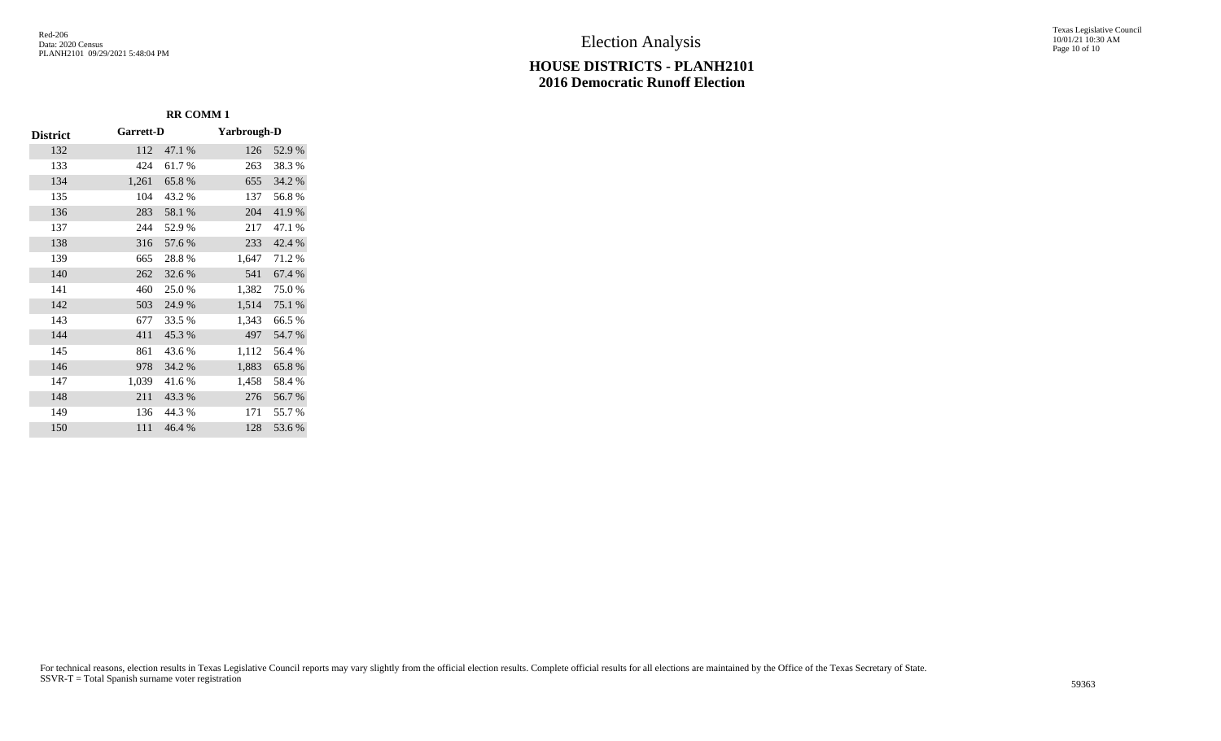# Election Analysis

## HOUSE DISTRICTS - PLANH2101
## 2016 Democratic Runoff Election

| | RR COMM 1 | | | |
|---|---|---|---|---|
| District | Garrett-D | | Yarbrough-D | |
| 132 | 112 | 47.1 % | 126 | 52.9 % |
| 133 | 424 | 61.7 % | 263 | 38.3 % |
| 134 | 1,261 | 65.8 % | 655 | 34.2 % |
| 135 | 104 | 43.2 % | 137 | 56.8 % |
| 136 | 283 | 58.1 % | 204 | 41.9 % |
| 137 | 244 | 52.9 % | 217 | 47.1 % |
| 138 | 316 | 57.6 % | 233 | 42.4 % |
| 139 | 665 | 28.8 % | 1,647 | 71.2 % |
| 140 | 262 | 32.6 % | 541 | 67.4 % |
| 141 | 460 | 25.0 % | 1,382 | 75.0 % |
| 142 | 503 | 24.9 % | 1,514 | 75.1 % |
| 143 | 677 | 33.5 % | 1,343 | 66.5 % |
| 144 | 411 | 45.3 % | 497 | 54.7 % |
| 145 | 861 | 43.6 % | 1,112 | 56.4 % |
| 146 | 978 | 34.2 % | 1,883 | 65.8 % |
| 147 | 1,039 | 41.6 % | 1,458 | 58.4 % |
| 148 | 211 | 43.3 % | 276 | 56.7 % |
| 149 | 136 | 44.3 % | 171 | 55.7 % |
| 150 | 111 | 46.4 % | 128 | 53.6 % |

For technical reasons, election results in Texas Legislative Council reports may vary slightly from the official election results. Complete official results for all elections are maintained by the Office of the Texas Secretary of State.
SSVR-T = Total Spanish surname voter registration